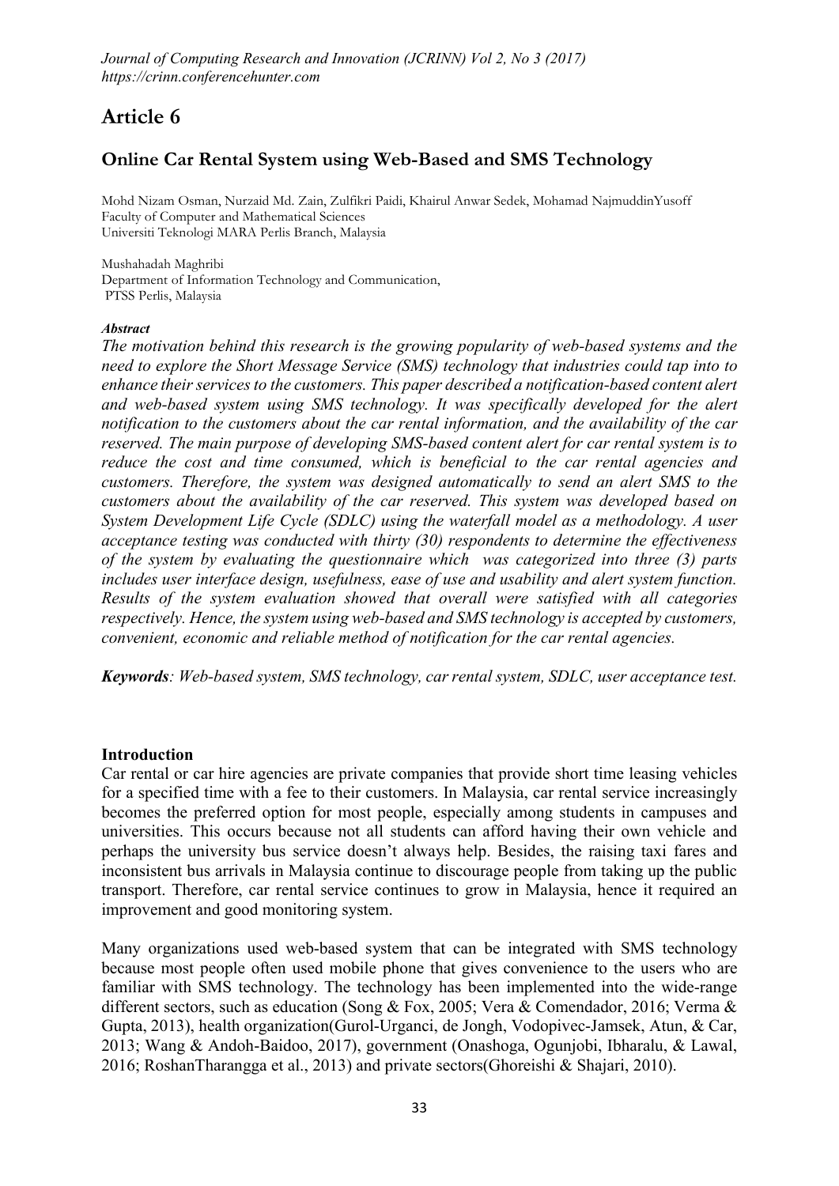# Article 6

## Online Car Rental System using Web-Based and SMS Technology

Mohd Nizam Osman, Nurzaid Md. Zain, Zulfikri Paidi, Khairul Anwar Sedek, Mohamad NajmuddinYusoff
Faculty of Computer and Mathematical Sciences
Universiti Teknologi MARA Perlis Branch, Malaysia

Mushahadah Maghribi
Department of Information Technology and Communication,
PTSS Perlis, Malaysia

***Abstract***

*The motivation behind this research is the growing popularity of web-based systems and the need to explore the Short Message Service (SMS) technology that industries could tap into to enhance their services to the customers. This paper described a notification-based content alert and web-based system using SMS technology. It was specifically developed for the alert notification to the customers about the car rental information, and the availability of the car reserved. The main purpose of developing SMS-based content alert for car rental system is to reduce the cost and time consumed, which is beneficial to the car rental agencies and customers. Therefore, the system was designed automatically to send an alert SMS to the customers about the availability of the car reserved. This system was developed based on System Development Life Cycle (SDLC) using the waterfall model as a methodology. A user acceptance testing was conducted with thirty (30) respondents to determine the effectiveness of the system by evaluating the questionnaire which was categorized into three (3) parts includes user interface design, usefulness, ease of use and usability and alert system function. Results of the system evaluation showed that overall were satisfied with all categories respectively. Hence, the system using web-based and SMS technology is accepted by customers, convenient, economic and reliable method of notification for the car rental agencies.*

***Keywords**: Web-based system, SMS technology, car rental system, SDLC, user acceptance test.*

### Introduction

Car rental or car hire agencies are private companies that provide short time leasing vehicles for a specified time with a fee to their customers. In Malaysia, car rental service increasingly becomes the preferred option for most people, especially among students in campuses and universities. This occurs because not all students can afford having their own vehicle and perhaps the university bus service doesn't always help. Besides, the raising taxi fares and inconsistent bus arrivals in Malaysia continue to discourage people from taking up the public transport. Therefore, car rental service continues to grow in Malaysia, hence it required an improvement and good monitoring system.

Many organizations used web-based system that can be integrated with SMS technology because most people often used mobile phone that gives convenience to the users who are familiar with SMS technology. The technology has been implemented into the wide-range different sectors, such as education (Song & Fox, 2005; Vera & Comendador, 2016; Verma & Gupta, 2013), health organization(Gurol-Urganci, de Jongh, Vodopivec-Jamsek, Atun, & Car, 2013; Wang & Andoh-Baidoo, 2017), government (Onashoga, Ogunjobi, Ibharalu, & Lawal, 2016; RoshanTharangga et al., 2013) and private sectors(Ghoreishi & Shajari, 2010).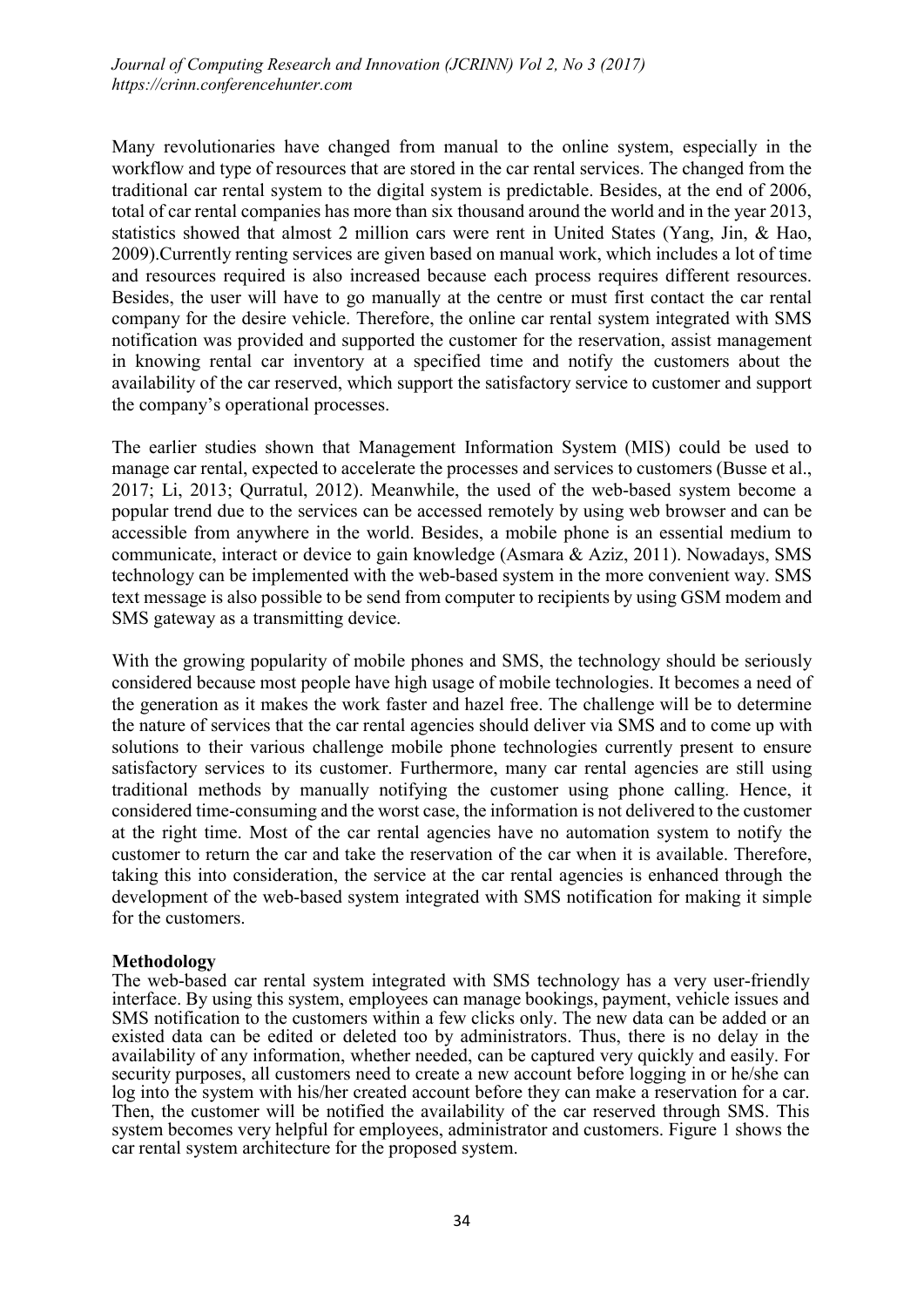Many revolutionaries have changed from manual to the online system, especially in the workflow and type of resources that are stored in the car rental services. The changed from the traditional car rental system to the digital system is predictable. Besides, at the end of 2006, total of car rental companies has more than six thousand around the world and in the year 2013, statistics showed that almost 2 million cars were rent in United States (Yang, Jin, & Hao, 2009).Currently renting services are given based on manual work, which includes a lot of time and resources required is also increased because each process requires different resources. Besides, the user will have to go manually at the centre or must first contact the car rental company for the desire vehicle. Therefore, the online car rental system integrated with SMS notification was provided and supported the customer for the reservation, assist management in knowing rental car inventory at a specified time and notify the customers about the availability of the car reserved, which support the satisfactory service to customer and support the company's operational processes.

The earlier studies shown that Management Information System (MIS) could be used to manage car rental, expected to accelerate the processes and services to customers (Busse et al., 2017; Li, 2013; Qurratul, 2012). Meanwhile, the used of the web-based system become a popular trend due to the services can be accessed remotely by using web browser and can be accessible from anywhere in the world. Besides, a mobile phone is an essential medium to communicate, interact or device to gain knowledge (Asmara & Aziz, 2011). Nowadays, SMS technology can be implemented with the web-based system in the more convenient way. SMS text message is also possible to be send from computer to recipients by using GSM modem and SMS gateway as a transmitting device.

With the growing popularity of mobile phones and SMS, the technology should be seriously considered because most people have high usage of mobile technologies. It becomes a need of the generation as it makes the work faster and hazel free. The challenge will be to determine the nature of services that the car rental agencies should deliver via SMS and to come up with solutions to their various challenge mobile phone technologies currently present to ensure satisfactory services to its customer. Furthermore, many car rental agencies are still using traditional methods by manually notifying the customer using phone calling. Hence, it considered time-consuming and the worst case, the information is not delivered to the customer at the right time. Most of the car rental agencies have no automation system to notify the customer to return the car and take the reservation of the car when it is available. Therefore, taking this into consideration, the service at the car rental agencies is enhanced through the development of the web-based system integrated with SMS notification for making it simple for the customers.

## Methodology

The web-based car rental system integrated with SMS technology has a very user-friendly interface. By using this system, employees can manage bookings, payment, vehicle issues and SMS notification to the customers within a few clicks only. The new data can be added or an existed data can be edited or deleted too by administrators. Thus, there is no delay in the availability of any information, whether needed, can be captured very quickly and easily. For security purposes, all customers need to create a new account before logging in or he/she can log into the system with his/her created account before they can make a reservation for a car. Then, the customer will be notified the availability of the car reserved through SMS. This system becomes very helpful for employees, administrator and customers. Figure 1 shows the car rental system architecture for the proposed system.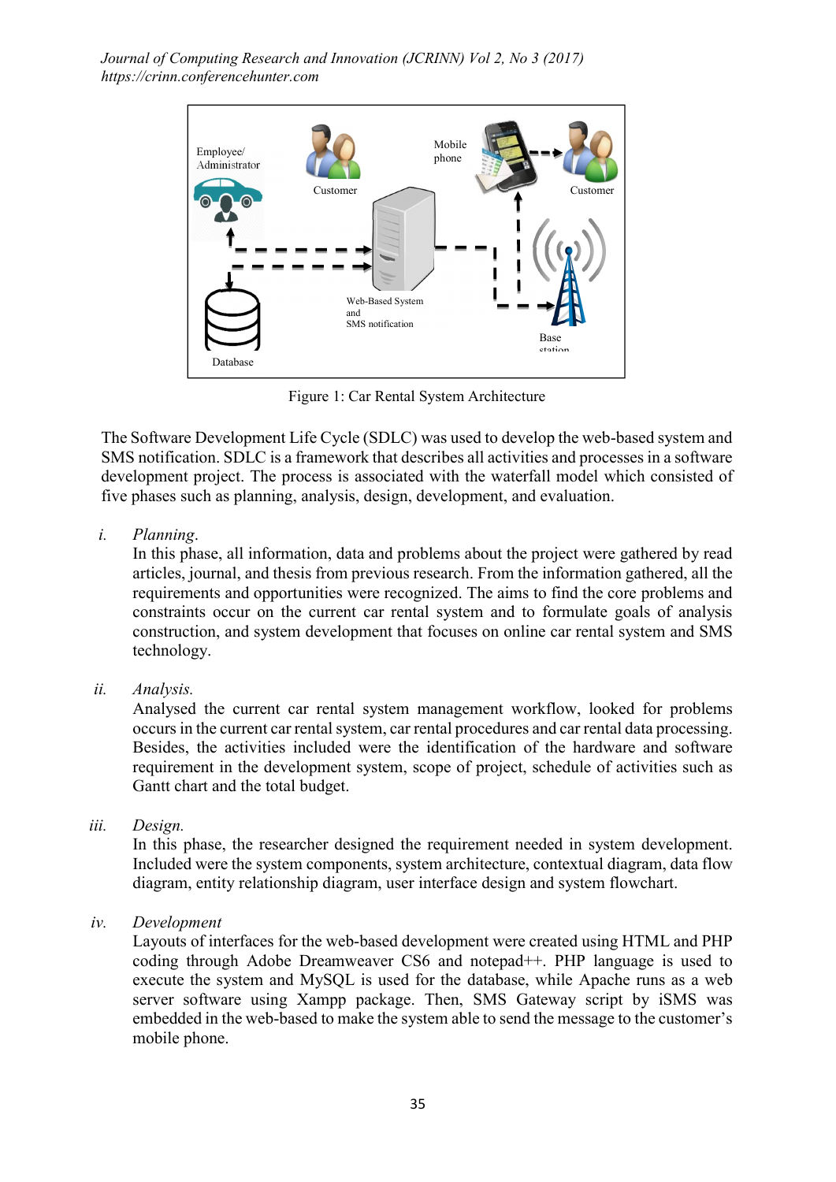Figure 1: Car Rental System Architecture

The Software Development Life Cycle (SDLC) was used to develop the web-based system and SMS notification. SDLC is a framework that describes all activities and processes in a software development project. The process is associated with the waterfall model which consisted of five phases such as planning, analysis, design, development, and evaluation.

i. *Planning*.
In this phase, all information, data and problems about the project were gathered by read articles, journal, and thesis from previous research. From the information gathered, all the requirements and opportunities were recognized. The aims to find the core problems and constraints occur on the current car rental system and to formulate goals of analysis construction, and system development that focuses on online car rental system and SMS technology.

ii. *Analysis.*
Analysed the current car rental system management workflow, looked for problems occurs in the current car rental system, car rental procedures and car rental data processing. Besides, the activities included were the identification of the hardware and software requirement in the development system, scope of project, schedule of activities such as Gantt chart and the total budget.

iii. *Design.*
In this phase, the researcher designed the requirement needed in system development. Included were the system components, system architecture, contextual diagram, data flow diagram, entity relationship diagram, user interface design and system flowchart.

iv. *Development*
Layouts of interfaces for the web-based development were created using HTML and PHP coding through Adobe Dreamweaver CS6 and notepad++. PHP language is used to execute the system and MySQL is used for the database, while Apache runs as a web server software using Xampp package. Then, SMS Gateway script by iSMS was embedded in the web-based to make the system able to send the message to the customer's mobile phone.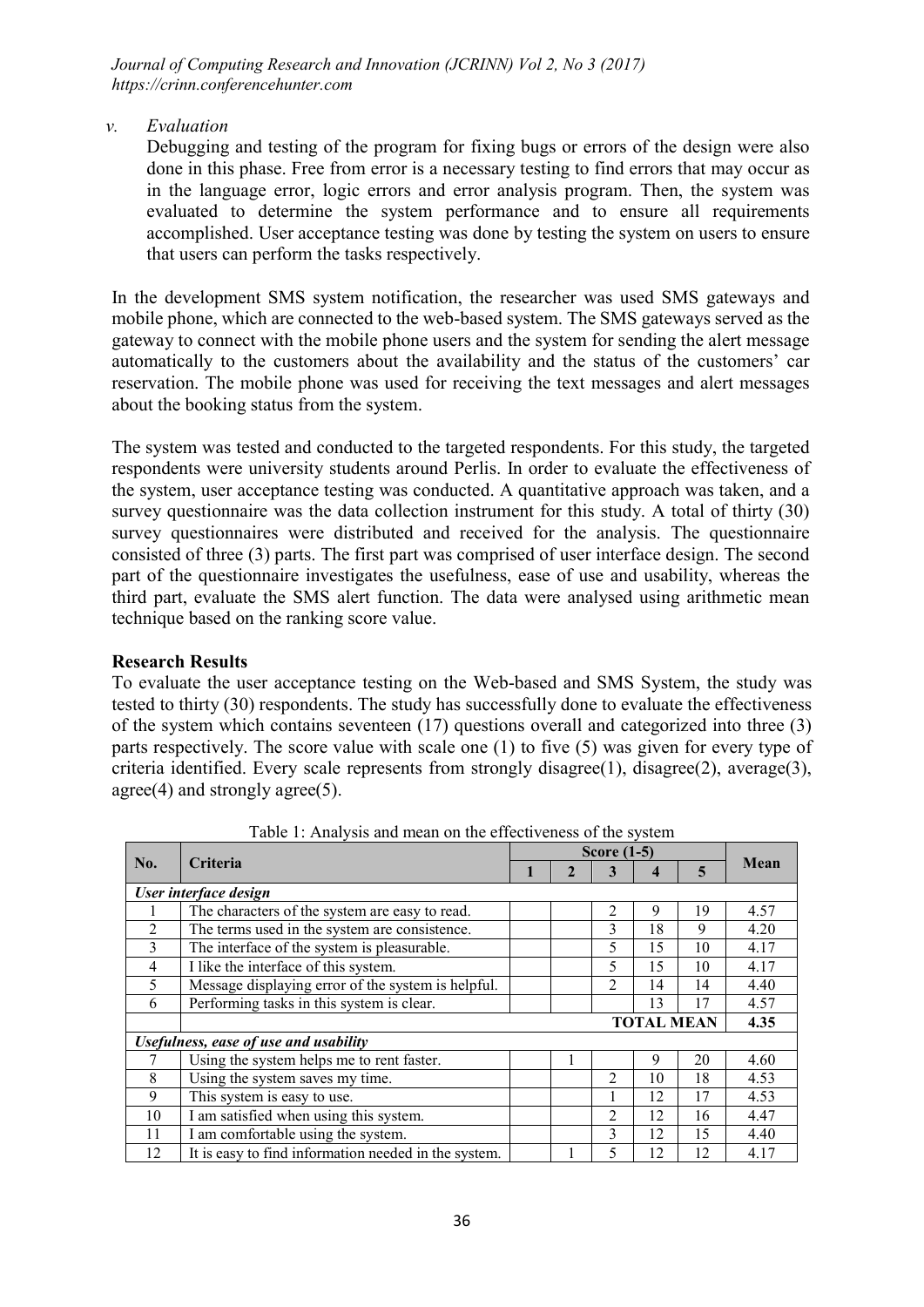*v. Evaluation*

Debugging and testing of the program for fixing bugs or errors of the design were also done in this phase. Free from error is a necessary testing to find errors that may occur as in the language error, logic errors and error analysis program. Then, the system was evaluated to determine the system performance and to ensure all requirements accomplished. User acceptance testing was done by testing the system on users to ensure that users can perform the tasks respectively.

In the development SMS system notification, the researcher was used SMS gateways and mobile phone, which are connected to the web-based system. The SMS gateways served as the gateway to connect with the mobile phone users and the system for sending the alert message automatically to the customers about the availability and the status of the customers' car reservation. The mobile phone was used for receiving the text messages and alert messages about the booking status from the system.

The system was tested and conducted to the targeted respondents. For this study, the targeted respondents were university students around Perlis. In order to evaluate the effectiveness of the system, user acceptance testing was conducted. A quantitative approach was taken, and a survey questionnaire was the data collection instrument for this study. A total of thirty (30) survey questionnaires were distributed and received for the analysis. The questionnaire consisted of three (3) parts. The first part was comprised of user interface design. The second part of the questionnaire investigates the usefulness, ease of use and usability, whereas the third part, evaluate the SMS alert function. The data were analysed using arithmetic mean technique based on the ranking score value.

**Research Results**

To evaluate the user acceptance testing on the Web-based and SMS System, the study was tested to thirty (30) respondents. The study has successfully done to evaluate the effectiveness of the system which contains seventeen (17) questions overall and categorized into three (3) parts respectively. The score value with scale one (1) to five (5) was given for every type of criteria identified. Every scale represents from strongly disagree(1), disagree(2), average(3), agree(4) and strongly agree(5).

Table 1: Analysis and mean on the effectiveness of the system

| No. | Criteria | Score (1-5) | | | | | Mean |
|---|---|---|---|---|---|---|---|
| | | 1 | 2 | 3 | 4 | 5 | |
| ***User interface design*** | | | | | | | |
| 1 | The characters of the system are easy to read. | | | 2 | 9 | 19 | 4.57 |
| 2 | The terms used in the system are consistence. | | | 3 | 18 | 9 | 4.20 |
| 3 | The interface of the system is pleasurable. | | | 5 | 15 | 10 | 4.17 |
| 4 | I like the interface of this system. | | | 5 | 15 | 10 | 4.17 |
| 5 | Message displaying error of the system is helpful. | | | 2 | 14 | 14 | 4.40 |
| 6 | Performing tasks in this system is clear. | | | | 13 | 17 | 4.57 |
| | **TOTAL MEAN** | | | | | | **4.35** |
| ***Usefulness, ease of use and usability*** | | | | | | | |
| 7 | Using the system helps me to rent faster. | | 1 | | 9 | 20 | 4.60 |
| 8 | Using the system saves my time. | | | 2 | 10 | 18 | 4.53 |
| 9 | This system is easy to use. | | | 1 | 12 | 17 | 4.53 |
| 10 | I am satisfied when using this system. | | | 2 | 12 | 16 | 4.47 |
| 11 | I am comfortable using the system. | | | 3 | 12 | 15 | 4.40 |
| 12 | It is easy to find information needed in the system. | | 1 | 5 | 12 | 12 | 4.17 |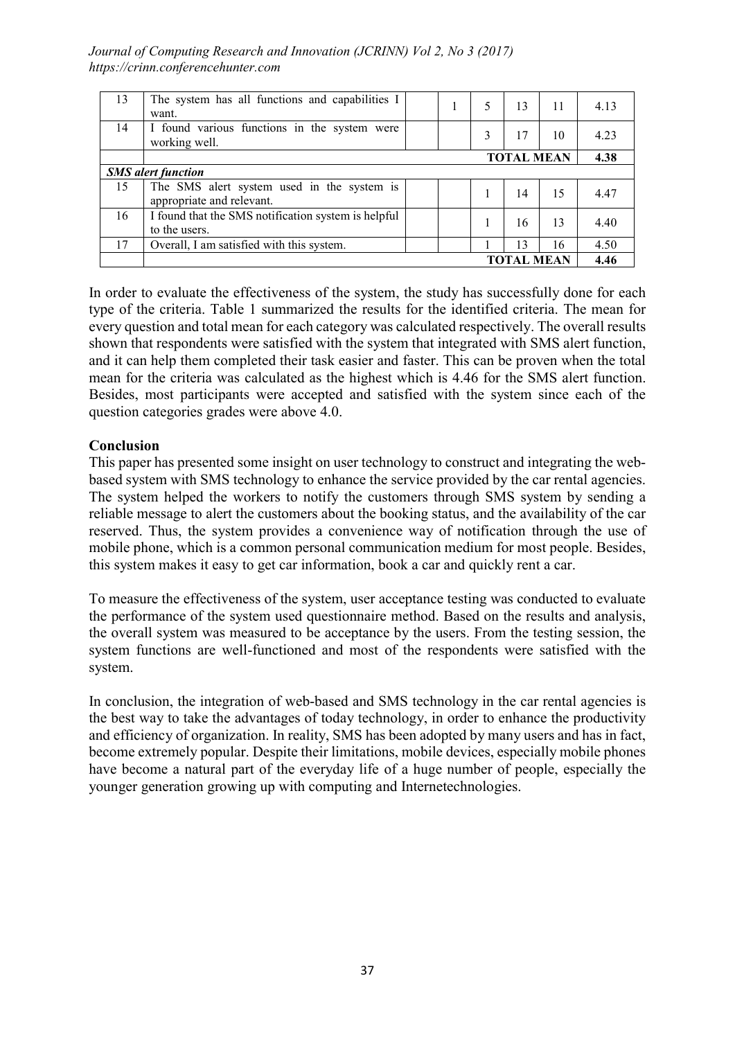| 13 | The system has all functions and capabilities I want. | | 1 | 5 | 13 | 11 | 4.13 |
|---|---|---|---|---|---|---|---|
| 14 | I found various functions in the system were working well. | | | 3 | 17 | 10 | 4.23 |
| | | | | | **TOTAL MEAN** | | **4.38** |
| ***SMS alert function*** | | | | | | | |
| 15 | The SMS alert system used in the system is appropriate and relevant. | | | 1 | 14 | 15 | 4.47 |
| 16 | I found that the SMS notification system is helpful to the users. | | | 1 | 16 | 13 | 4.40 |
| 17 | Overall, I am satisfied with this system. | | | 1 | 13 | 16 | 4.50 |
| | | | | | **TOTAL MEAN** | | **4.46** |

In order to evaluate the effectiveness of the system, the study has successfully done for each type of the criteria. Table 1 summarized the results for the identified criteria. The mean for every question and total mean for each category was calculated respectively. The overall results shown that respondents were satisfied with the system that integrated with SMS alert function, and it can help them completed their task easier and faster. This can be proven when the total mean for the criteria was calculated as the highest which is 4.46 for the SMS alert function. Besides, most participants were accepted and satisfied with the system since each of the question categories grades were above 4.0.

## Conclusion

This paper has presented some insight on user technology to construct and integrating the web-based system with SMS technology to enhance the service provided by the car rental agencies. The system helped the workers to notify the customers through SMS system by sending a reliable message to alert the customers about the booking status, and the availability of the car reserved. Thus, the system provides a convenience way of notification through the use of mobile phone, which is a common personal communication medium for most people. Besides, this system makes it easy to get car information, book a car and quickly rent a car.

To measure the effectiveness of the system, user acceptance testing was conducted to evaluate the performance of the system used questionnaire method. Based on the results and analysis, the overall system was measured to be acceptance by the users. From the testing session, the system functions are well-functioned and most of the respondents were satisfied with the system.

In conclusion, the integration of web-based and SMS technology in the car rental agencies is the best way to take the advantages of today technology, in order to enhance the productivity and efficiency of organization. In reality, SMS has been adopted by many users and has in fact, become extremely popular. Despite their limitations, mobile devices, especially mobile phones have become a natural part of the everyday life of a huge number of people, especially the younger generation growing up with computing and Internetechnologies.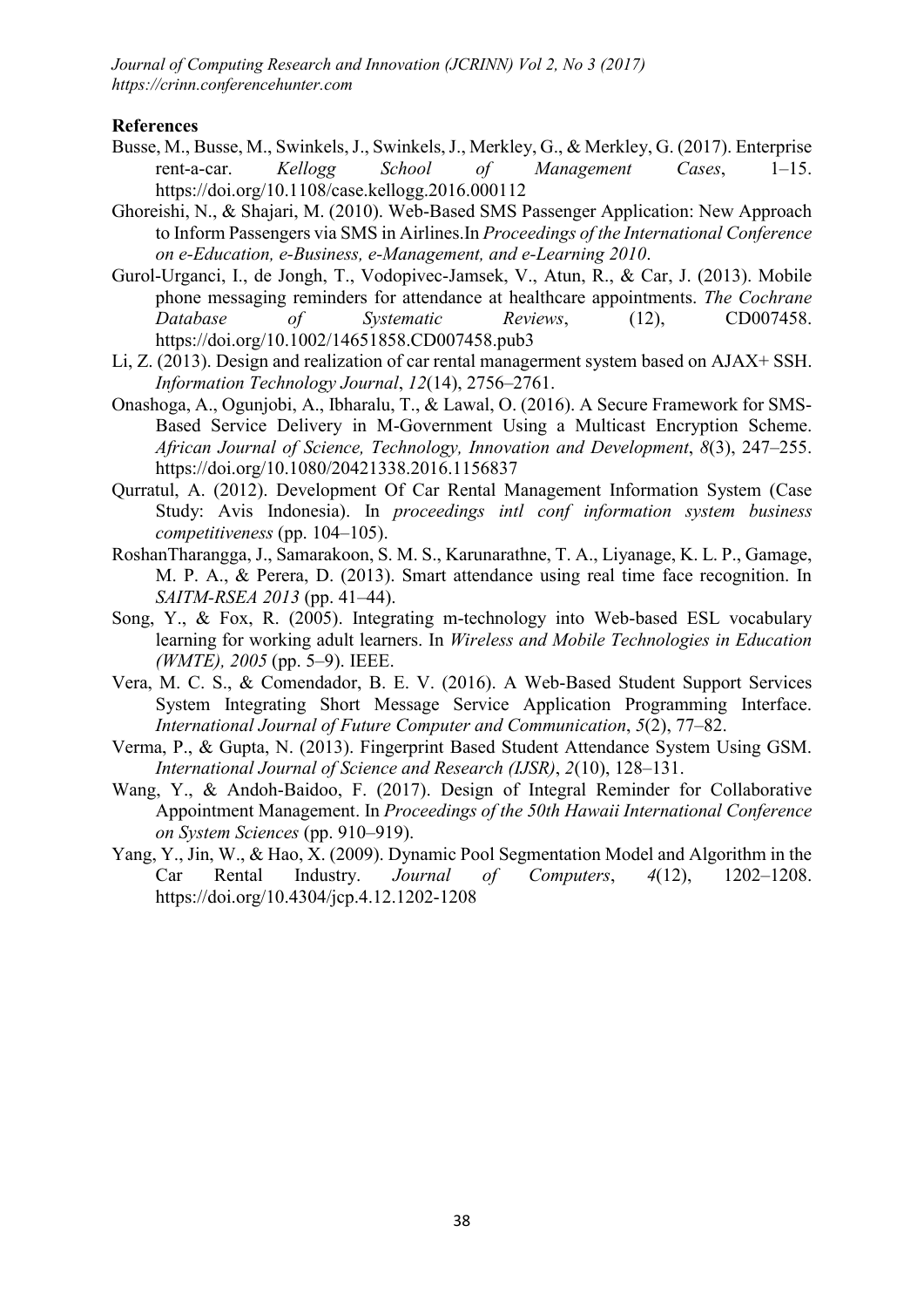**References**

Busse, M., Busse, M., Swinkels, J., Swinkels, J., Merkley, G., & Merkley, G. (2017). Enterprise rent-a-car. *Kellogg School of Management Cases*, 1–15. https://doi.org/10.1108/case.kellogg.2016.000112

Ghoreishi, N., & Shajari, M. (2010). Web-Based SMS Passenger Application: New Approach to Inform Passengers via SMS in Airlines.In *Proceedings of the International Conference on e-Education, e-Business, e-Management, and e-Learning 2010*.

Gurol-Urganci, I., de Jongh, T., Vodopivec-Jamsek, V., Atun, R., & Car, J. (2013). Mobile phone messaging reminders for attendance at healthcare appointments. *The Cochrane Database of Systematic Reviews*, (12), CD007458. https://doi.org/10.1002/14651858.CD007458.pub3

Li, Z. (2013). Design and realization of car rental managerment system based on AJAX+ SSH. *Information Technology Journal*, *12*(14), 2756–2761.

Onashoga, A., Ogunjobi, A., Ibharalu, T., & Lawal, O. (2016). A Secure Framework for SMS-Based Service Delivery in M-Government Using a Multicast Encryption Scheme. *African Journal of Science, Technology, Innovation and Development*, *8*(3), 247–255. https://doi.org/10.1080/20421338.2016.1156837

Qurratul, A. (2012). Development Of Car Rental Management Information System (Case Study: Avis Indonesia). In *proceedings intl conf information system business competitiveness* (pp. 104–105).

RoshanTharangga, J., Samarakoon, S. M. S., Karunarathne, T. A., Liyanage, K. L. P., Gamage, M. P. A., & Perera, D. (2013). Smart attendance using real time face recognition. In *SAITM-RSEA 2013* (pp. 41–44).

Song, Y., & Fox, R. (2005). Integrating m-technology into Web-based ESL vocabulary learning for working adult learners. In *Wireless and Mobile Technologies in Education (WMTE), 2005* (pp. 5–9). IEEE.

Vera, M. C. S., & Comendador, B. E. V. (2016). A Web-Based Student Support Services System Integrating Short Message Service Application Programming Interface. *International Journal of Future Computer and Communication*, *5*(2), 77–82.

Verma, P., & Gupta, N. (2013). Fingerprint Based Student Attendance System Using GSM. *International Journal of Science and Research (IJSR)*, *2*(10), 128–131.

Wang, Y., & Andoh-Baidoo, F. (2017). Design of Integral Reminder for Collaborative Appointment Management. In *Proceedings of the 50th Hawaii International Conference on System Sciences* (pp. 910–919).

Yang, Y., Jin, W., & Hao, X. (2009). Dynamic Pool Segmentation Model and Algorithm in the Car Rental Industry. *Journal of Computers*, *4*(12), 1202–1208. https://doi.org/10.4304/jcp.4.12.1202-1208